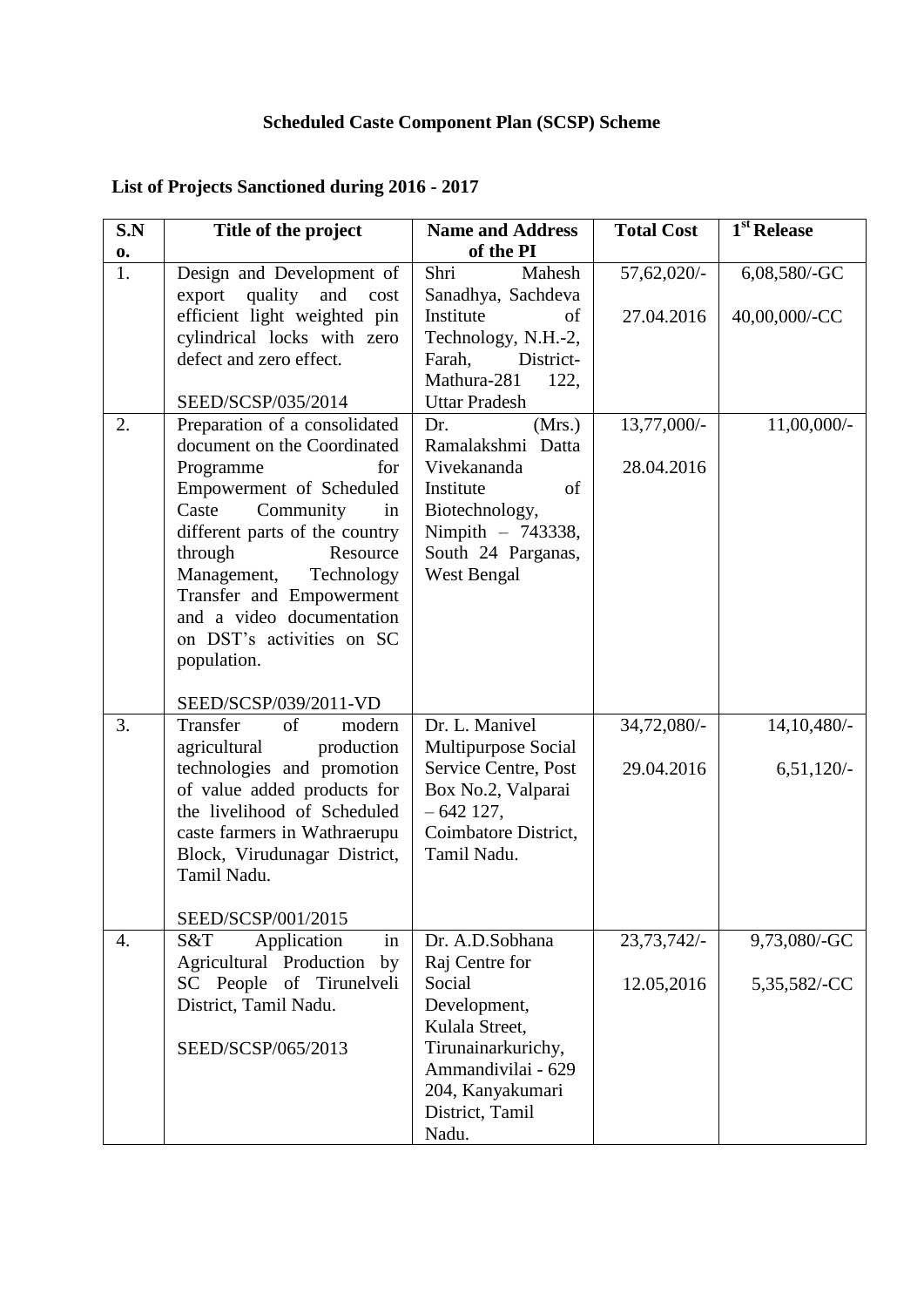**Scheduled Caste Component Plan (SCSP) Scheme**

**List of Projects Sanctioned during 2016 - 2017**

| S.No. | Title of the project | Name and Address of the PI | Total Cost | 1st Release |
|---|---|---|---|---|
| 1. | Design and Development of export quality and cost efficient light weighted pin cylindrical locks with zero defect and zero effect.<br><br>SEED/SCSP/035/2014 | Shri Mahesh Sanadhya, Sachdeva Institute of Technology, N.H.-2, Farah, District-Mathura-281 122, Uttar Pradesh | 57,62,020/-<br><br>27.04.2016 | 6,08,580/-GC<br><br>40,00,000/-CC |
| 2. | Preparation of a consolidated document on the Coordinated Programme for Empowerment of Scheduled Caste Community in different parts of the country through Resource Management, Technology Transfer and Empowerment and a video documentation on DST's activities on SC population.<br><br>SEED/SCSP/039/2011-VD | Dr. (Mrs.) Ramalakshmi Datta Vivekananda Institute of Biotechnology, Nimpith – 743338, South 24 Parganas, West Bengal | 13,77,000/-<br><br>28.04.2016 | 11,00,000/- |
| 3. | Transfer of modern agricultural production technologies and promotion of value added products for the livelihood of Scheduled caste farmers in Wathraerupu Block, Virudunagar District, Tamil Nadu.<br><br>SEED/SCSP/001/2015 | Dr. L. Manivel Multipurpose Social Service Centre, Post Box No.2, Valparai – 642 127, Coimbatore District, Tamil Nadu. | 34,72,080/-<br><br>29.04.2016 | 14,10,480/-<br><br>6,51,120/- |
| 4. | S&T Application in Agricultural Production by SC People of Tirunelveli District, Tamil Nadu.<br><br>SEED/SCSP/065/2013 | Dr. A.D.Sobhana Raj Centre for Social Development, Kulala Street, Tirunainarkurichy, Ammandivilai - 629 204, Kanyakumari District, Tamil Nadu. | 23,73,742/-<br><br>12.05,2016 | 9,73,080/-GC<br><br>5,35,582/-CC |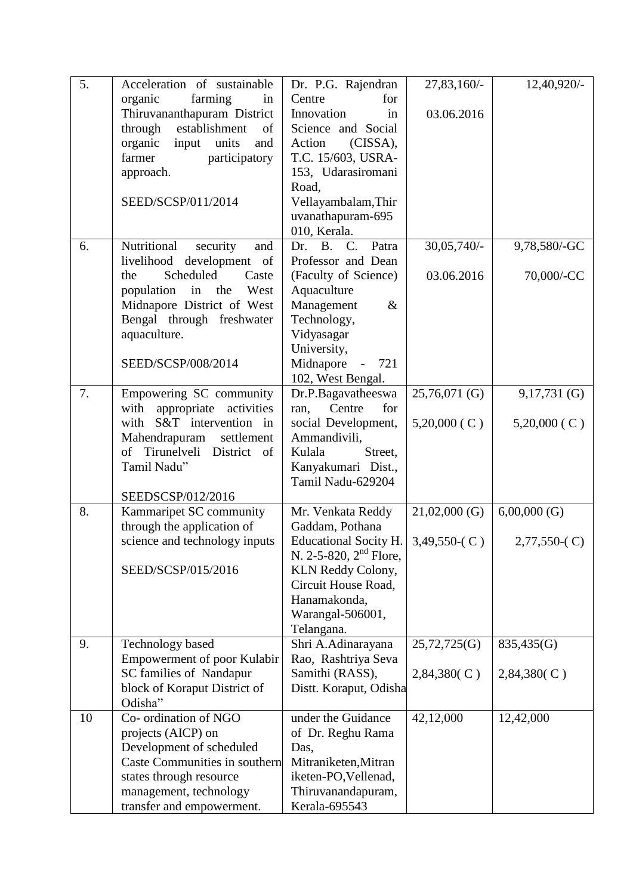| 5. | Acceleration of sustainable organic farming in Thiruvananthapuram District through establishment of organic input units and farmer participatory approach.<br><br>SEED/SCSP/011/2014 | Dr. P.G. Rajendran Centre for Innovation in Science and Social Action (CISSA), T.C. 15/603, USRA-153, Udarasiromani Road, Vellayambalam,Thiruvanathapuram-695 010, Kerala. | 27,83,160/-<br><br>03.06.2016 | 12,40,920/- |
|---|---|---|---|---|
| 6. | Nutritional security and livelihood development of the Scheduled Caste population in the West Midnapore District of West Bengal through freshwater aquaculture.<br><br>SEED/SCSP/008/2014 | Dr. B. C. Patra Professor and Dean (Faculty of Science) Aquaculture Management & Technology, Vidyasagar University, Midnapore - 721 102, West Bengal. | 30,05,740/-<br><br>03.06.2016 | 9,78,580/-GC<br><br>70,000/-CC |
| 7. | Empowering SC community with appropriate activities with S&T intervention in Mahendrapuram settlement of Tirunelveli District of Tamil Nadu"<br><br>SEEDSCSP/012/2016 | Dr.P.Bagavatheeswaran, Centre for social Development, Ammandivili, Kulala Street, Kanyakumari Dist., Tamil Nadu-629204 | 25,76,071 (G)<br><br>5,20,000 ( C ) | 9,17,731 (G)<br><br>5,20,000 ( C ) |
| 8. | Kammaripet SC community through the application of science and technology inputs<br><br>SEED/SCSP/015/2016 | Mr. Venkata Reddy Gaddam, Pothana Educational Socity H. N. 2-5-820, 2nd Flore, KLN Reddy Colony, Circuit House Road, Hanamakonda, Warangal-506001, Telangana. | 21,02,000 (G)<br><br>3,49,550-( C ) | 6,00,000 (G)<br><br>2,77,550-( C) |
| 9. | Technology based Empowerment of poor Kulabir SC families of Nandapur block of Koraput District of Odisha" | Shri A.Adinarayana Rao, Rashtriya Seva Samithi (RASS), Distt. Koraput, Odisha | 25,72,725(G)<br><br>2,84,380( C ) | 835,435(G)<br><br>2,84,380( C ) |
| 10 | Co- ordination of NGO projects (AICP) on Development of scheduled Caste Communities in southern states through resource management, technology transfer and empowerment. | under the Guidance of Dr. Reghu Rama Das, Mitraniketen,Mitraniketen-PO,Vellenad, Thiruvanandapuram, Kerala-695543 | 42,12,000 | 12,42,000 |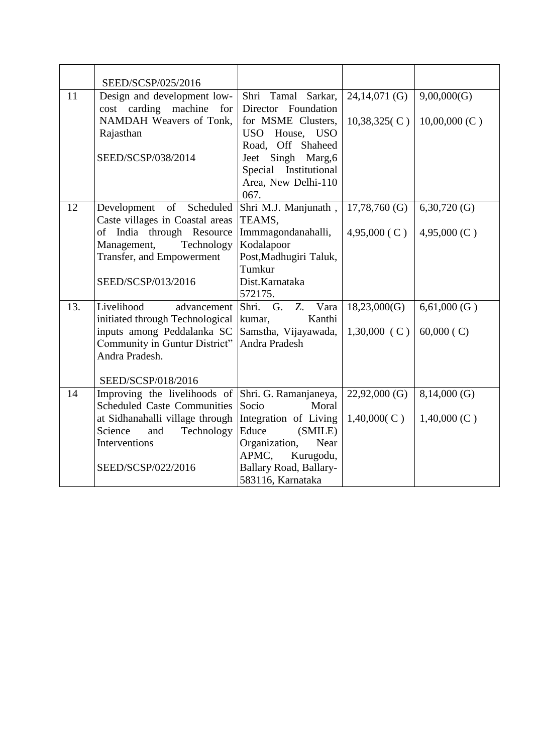| | | | | |
|---|---|---|---|---|
| | SEED/SCSP/025/2016 | | | |
| 11 | Design and development low-cost carding machine for NAMDAH Weavers of Tonk, Rajasthan<br><br>SEED/SCSP/038/2014 | Shri Tamal Sarkar, Director Foundation for MSME Clusters, USO House, USO Road, Off Shaheed Jeet Singh Marg,6 Special Institutional Area, New Delhi-110 067. | 24,14,071 (G)<br><br>10,38,325( C ) | 9,00,000(G)<br><br>10,00,000 (C ) |
| 12 | Development of Scheduled Caste villages in Coastal areas of India through Resource Management, Technology Transfer, and Empowerment<br><br>SEED/SCSP/013/2016 | Shri M.J. Manjunath , TEAMS, Immmagondanahalli, Kodalapoor Post,Madhugiri Taluk, Tumkur Dist.Karnataka 572175. | 17,78,760 (G)<br><br>4,95,000 ( C ) | 6,30,720 (G)<br><br>4,95,000 (C ) |
| 13. | Livelihood advancement initiated through Technological inputs among Peddalanka SC Community in Guntur District" Andra Pradesh.<br><br>SEED/SCSP/018/2016 | Shri. G. Z. Vara kumar, Kanthi Samstha, Vijayawada, Andra Pradesh | 18,23,000(G)<br><br>1,30,000 ( C ) | 6,61,000 (G )<br><br>60,000 ( C) |
| 14 | Improving the livelihoods of Scheduled Caste Communities at Sidhanahalli village through Science and Technology Interventions<br><br>SEED/SCSP/022/2016 | Shri. G. Ramanjaneya, Socio Moral Integration of Living Educe (SMILE) Organization, Near APMC, Kurugodu, Ballary Road, Ballary-583116, Karnataka | 22,92,000 (G)<br><br>1,40,000( C ) | 8,14,000 (G)<br><br>1,40,000 (C ) |